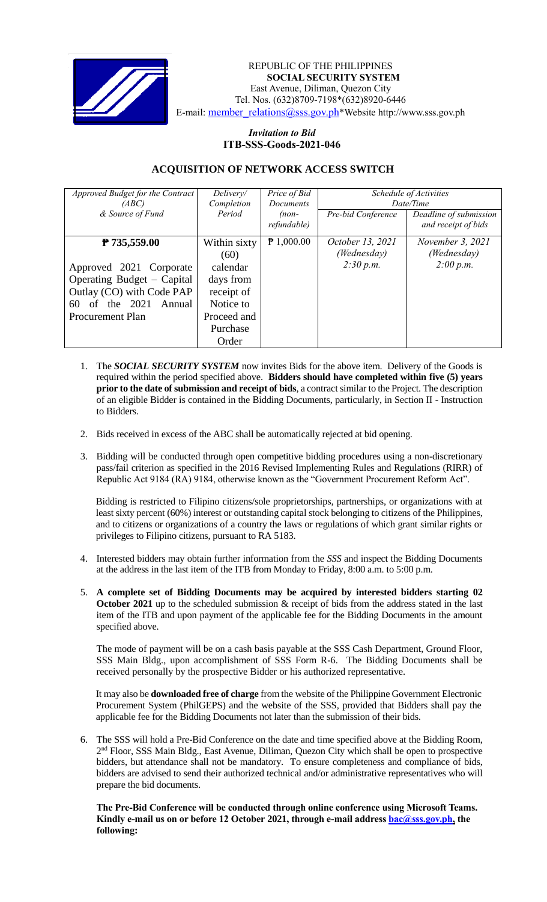REPUBLIC OF THE PHILIPPINES
**SOCIAL SECURITY SYSTEM**
East Avenue, Diliman, Quezon City
Tel. Nos. (632)8709-7198*(632)8920-6446
E-mail: member_relations@sss.gov.ph*Website http://www.sss.gov.ph

***Invitation to Bid***
**ITB-SSS-Goods-2021-046**

## ACQUISITION OF NETWORK ACCESS SWITCH

| *Approved Budget for the Contract (ABC) & Source of Fund* | *Delivery/ Completion Period* | *Price of Bid Documents (non-refundable)* | *Schedule of Activities Date/Time* | |
|---|---|---|---|---|
| | | | *Pre-bid Conference* | *Deadline of submission and receipt of bids* |
| **₱ 735,559.00** Approved 2021 Corporate Operating Budget – Capital Outlay (CO) with Code PAP 60 of the 2021 Annual Procurement Plan | Within sixty (60) calendar days from receipt of Notice to Proceed and Purchase Order | ₱ 1,000.00 | *October 13, 2021 (Wednesday) 2:30 p.m.* | *November 3, 2021 (Wednesday) 2:00 p.m.* |

1. The ***SOCIAL SECURITY SYSTEM*** now invites Bids for the above item. Delivery of the Goods is required within the period specified above. **Bidders should have completed within five (5) years prior to the date of submission and receipt of bids**, a contract similar to the Project. The description of an eligible Bidder is contained in the Bidding Documents, particularly, in Section II - Instruction to Bidders.

2. Bids received in excess of the ABC shall be automatically rejected at bid opening.

3. Bidding will be conducted through open competitive bidding procedures using a non-discretionary pass/fail criterion as specified in the 2016 Revised Implementing Rules and Regulations (RIRR) of Republic Act 9184 (RA) 9184, otherwise known as the "Government Procurement Reform Act".

   Bidding is restricted to Filipino citizens/sole proprietorships, partnerships, or organizations with at least sixty percent (60%) interest or outstanding capital stock belonging to citizens of the Philippines, and to citizens or organizations of a country the laws or regulations of which grant similar rights or privileges to Filipino citizens, pursuant to RA 5183.

4. Interested bidders may obtain further information from the *SSS* and inspect the Bidding Documents at the address in the last item of the ITB from Monday to Friday, 8:00 a.m. to 5:00 p.m.

5. **A complete set of Bidding Documents may be acquired by interested bidders starting 02 October 2021** up to the scheduled submission & receipt of bids from the address stated in the last item of the ITB and upon payment of the applicable fee for the Bidding Documents in the amount specified above.

   The mode of payment will be on a cash basis payable at the SSS Cash Department, Ground Floor, SSS Main Bldg., upon accomplishment of SSS Form R-6. The Bidding Documents shall be received personally by the prospective Bidder or his authorized representative.

   It may also be **downloaded free of charge** from the website of the Philippine Government Electronic Procurement System (PhilGEPS) and the website of the SSS, provided that Bidders shall pay the applicable fee for the Bidding Documents not later than the submission of their bids.

6. The SSS will hold a Pre-Bid Conference on the date and time specified above at the Bidding Room, 2nd Floor, SSS Main Bldg., East Avenue, Diliman, Quezon City which shall be open to prospective bidders, but attendance shall not be mandatory. To ensure completeness and compliance of bids, bidders are advised to send their authorized technical and/or administrative representatives who will prepare the bid documents.

   **The Pre-Bid Conference will be conducted through online conference using Microsoft Teams. Kindly e-mail us on or before 12 October 2021, through e-mail address bac@sss.gov.ph, the following:**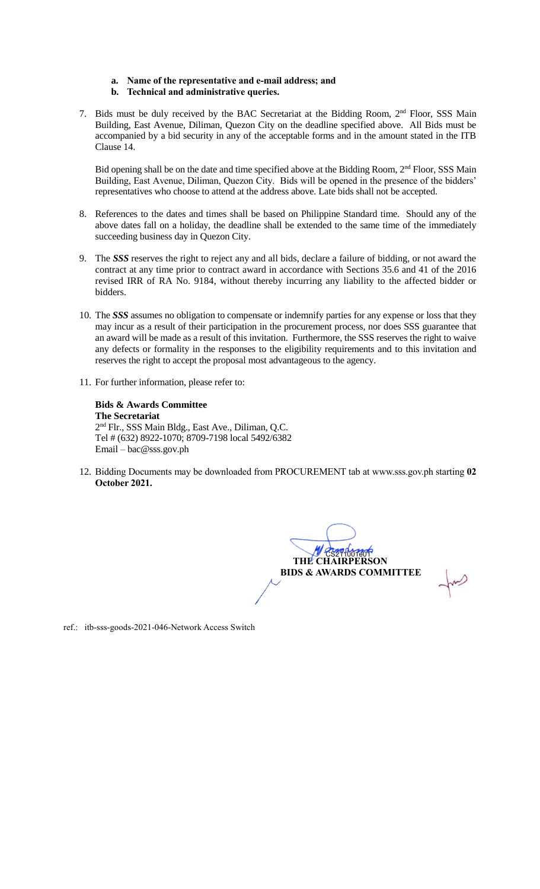**a. Name of the representative and e-mail address; and**
   **b. Technical and administrative queries.**

7. Bids must be duly received by the BAC Secretariat at the Bidding Room, 2nd Floor, SSS Main Building, East Avenue, Diliman, Quezon City on the deadline specified above. All Bids must be accompanied by a bid security in any of the acceptable forms and in the amount stated in the ITB Clause 14.

   Bid opening shall be on the date and time specified above at the Bidding Room, 2nd Floor, SSS Main Building, East Avenue, Diliman, Quezon City. Bids will be opened in the presence of the bidders' representatives who choose to attend at the address above. Late bids shall not be accepted.

8. References to the dates and times shall be based on Philippine Standard time. Should any of the above dates fall on a holiday, the deadline shall be extended to the same time of the immediately succeeding business day in Quezon City.

9. The ***SSS*** reserves the right to reject any and all bids, declare a failure of bidding, or not award the contract at any time prior to contract award in accordance with Sections 35.6 and 41 of the 2016 revised IRR of RA No. 9184, without thereby incurring any liability to the affected bidder or bidders.

10. The ***SSS*** assumes no obligation to compensate or indemnify parties for any expense or loss that they may incur as a result of their participation in the procurement process, nor does SSS guarantee that an award will be made as a result of this invitation. Furthermore, the SSS reserves the right to waive any defects or formality in the responses to the eligibility requirements and to this invitation and reserves the right to accept the proposal most advantageous to the agency.

11. For further information, please refer to:

    **Bids & Awards Committee**
    **The Secretariat**
    2nd Flr., SSS Main Bldg., East Ave., Diliman, Q.C.
    Tel # (632) 8922-1070; 8709-7198 local 5492/6382
    Email – bac@sss.gov.ph

12. Bidding Documents may be downloaded from PROCUREMENT tab at www.sss.gov.ph starting **02 October 2021.**

CS211001e01
**THE CHAIRPERSON**
**BIDS & AWARDS COMMITTEE**

ref.: itb-sss-goods-2021-046-Network Access Switch